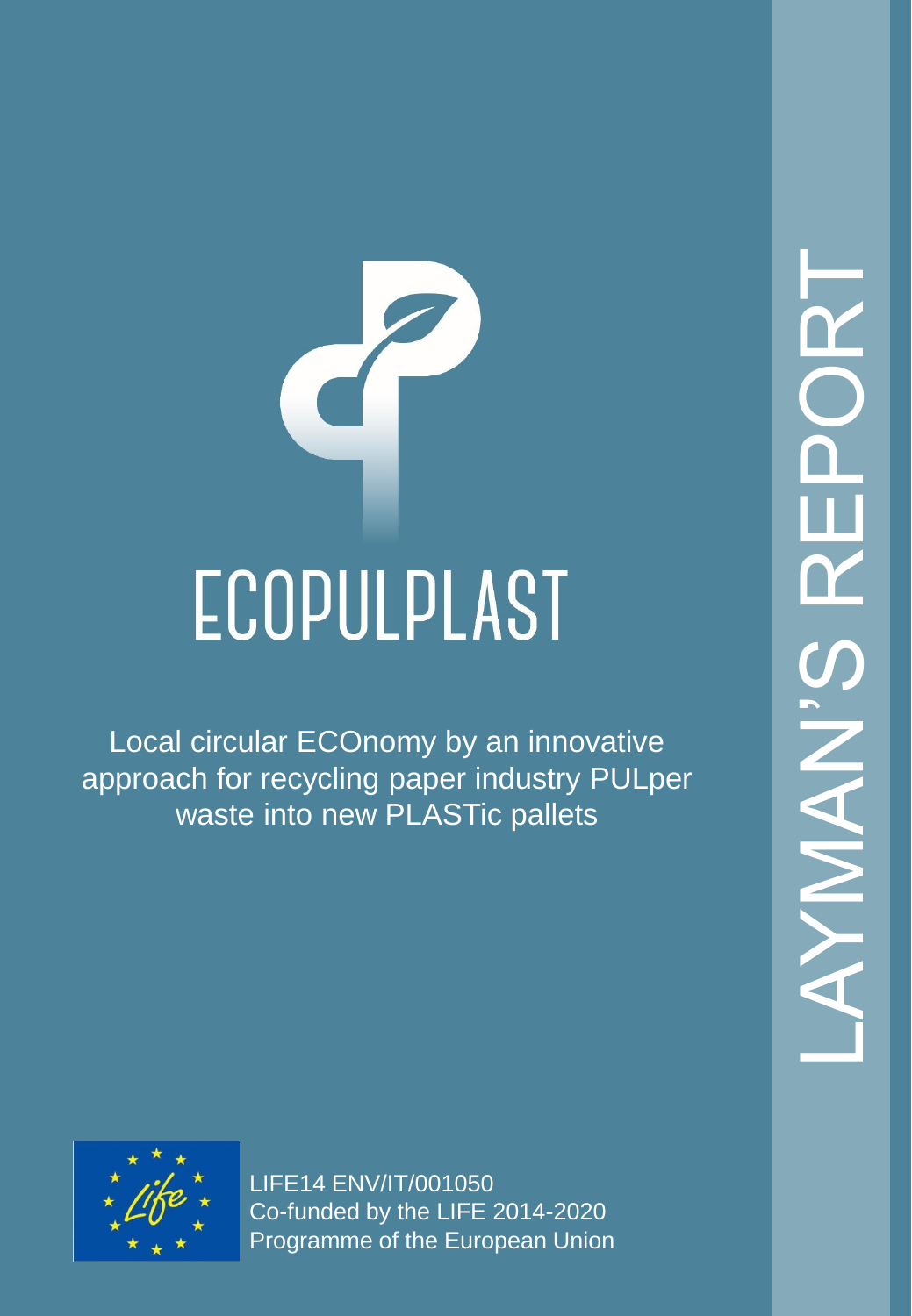# ECOPULPLAST

Local circular ECOnomy by an innovative approach for recycling paper industry PULper waste into new PLASTic pallets

LAYMAN'S REPORT

LIFE14 ENV/IT/001050
Co-funded by the LIFE 2014-2020 Programme of the European Union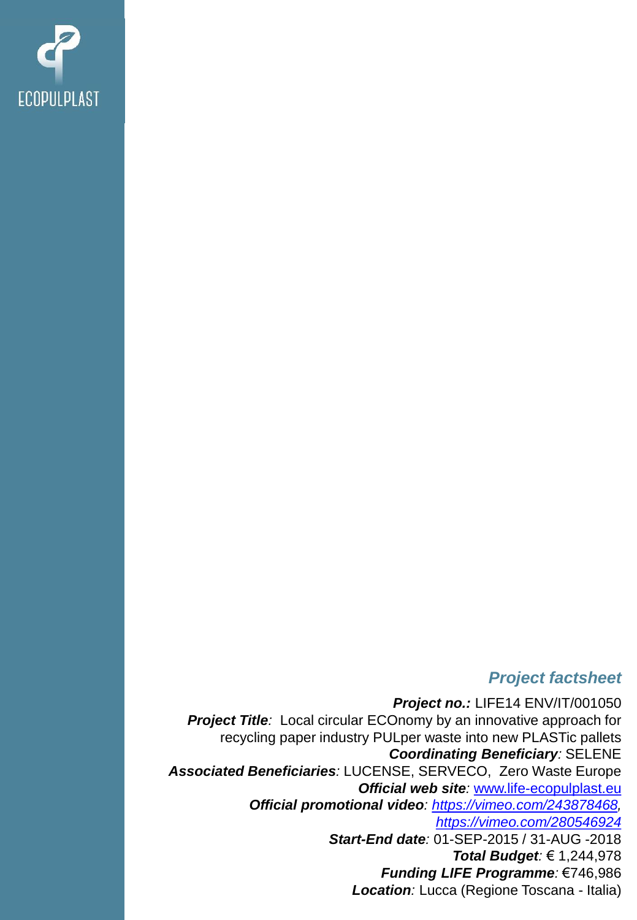ECOPULPLAST

## *Project factsheet*

***Project no.:*** LIFE14 ENV/IT/001050

***Project Title**:* Local circular ECOnomy by an innovative approach for recycling paper industry PULper waste into new PLASTic pallets

***Coordinating Beneficiary**:* SELENE

***Associated Beneficiaries**:* LUCENSE, SERVECO, Zero Waste Europe

***Official web site**:* www.life-ecopulplast.eu

***Official promotional video**: https://vimeo.com/243878468, https://vimeo.com/280546924*

***Start-End date**:* 01-SEP-2015 / 31-AUG -2018

***Total Budget**:* € 1,244,978

***Funding LIFE Programme**:* €746,986

***Location**:* Lucca (Regione Toscana - Italia)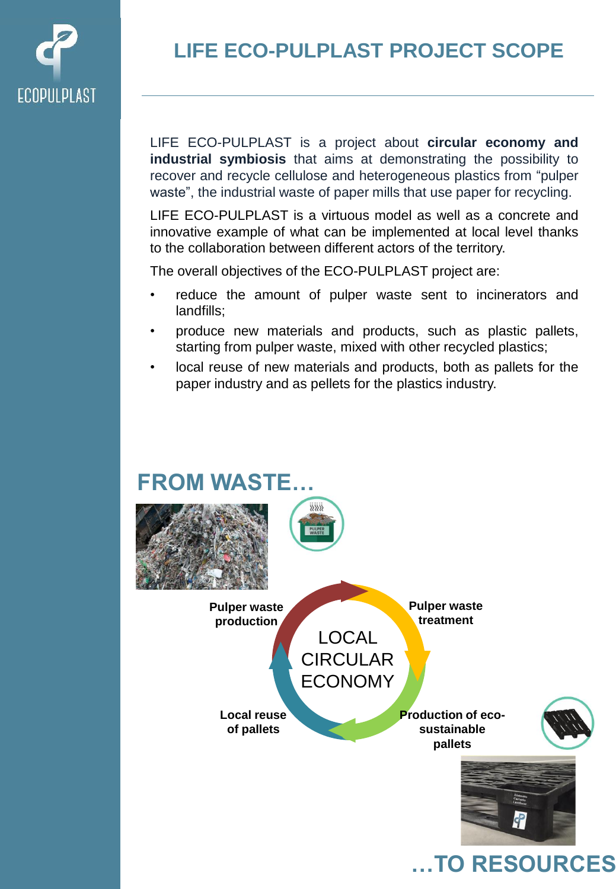# LIFE ECO-PULPLAST PROJECT SCOPE

LIFE ECO-PULPLAST is a project about **circular economy and industrial symbiosis** that aims at demonstrating the possibility to recover and recycle cellulose and heterogeneous plastics from "pulper waste", the industrial waste of paper mills that use paper for recycling.

LIFE ECO-PULPLAST is a virtuous model as well as a concrete and innovative example of what can be implemented at local level thanks to the collaboration between different actors of the territory.

The overall objectives of the ECO-PULPLAST project are:

- reduce the amount of pulper waste sent to incinerators and landfills;
- produce new materials and products, such as plastic pallets, starting from pulper waste, mixed with other recycled plastics;
- local reuse of new materials and products, both as pallets for the paper industry and as pellets for the plastics industry.

## FROM WASTE…

LOCAL CIRCULAR ECONOMY

**Pulper waste production**

**Pulper waste treatment**

**Production of eco-sustainable pallets**

**Local reuse of pallets**

## …TO RESOURCES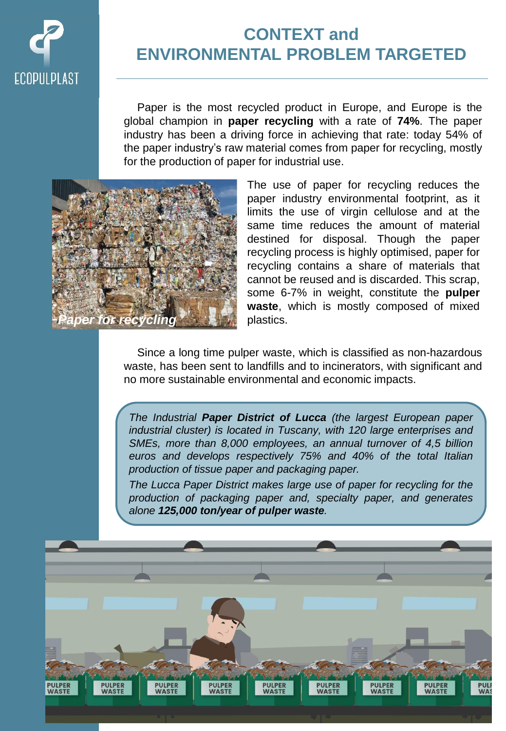# CONTEXT and ENVIRONMENTAL PROBLEM TARGETED

Paper is the most recycled product in Europe, and Europe is the global champion in **paper recycling** with a rate of **74%**. The paper industry has been a driving force in achieving that rate: today 54% of the paper industry's raw material comes from paper for recycling, mostly for the production of paper for industrial use.

*Paper for recycling*

The use of paper for recycling reduces the paper industry environmental footprint, as it limits the use of virgin cellulose and at the same time reduces the amount of material destined for disposal. Though the paper recycling process is highly optimised, paper for recycling contains a share of materials that cannot be reused and is discarded. This scrap, some 6-7% in weight, constitute the **pulper waste**, which is mostly composed of mixed plastics.

Since a long time pulper waste, which is classified as non-hazardous waste, has been sent to landfills and to incinerators, with significant and no more sustainable environmental and economic impacts.

> *The Industrial* ***Paper District of Lucca*** *(the largest European paper industrial cluster) is located in Tuscany, with 120 large enterprises and SMEs, more than 8,000 employees, an annual turnover of 4,5 billion euros and develops respectively 75% and 40% of the total Italian production of tissue paper and packaging paper.*
>
> *The Lucca Paper District makes large use of paper for recycling for the production of packaging paper and, specialty paper, and generates alone* ***125,000 ton/year of pulper waste****.*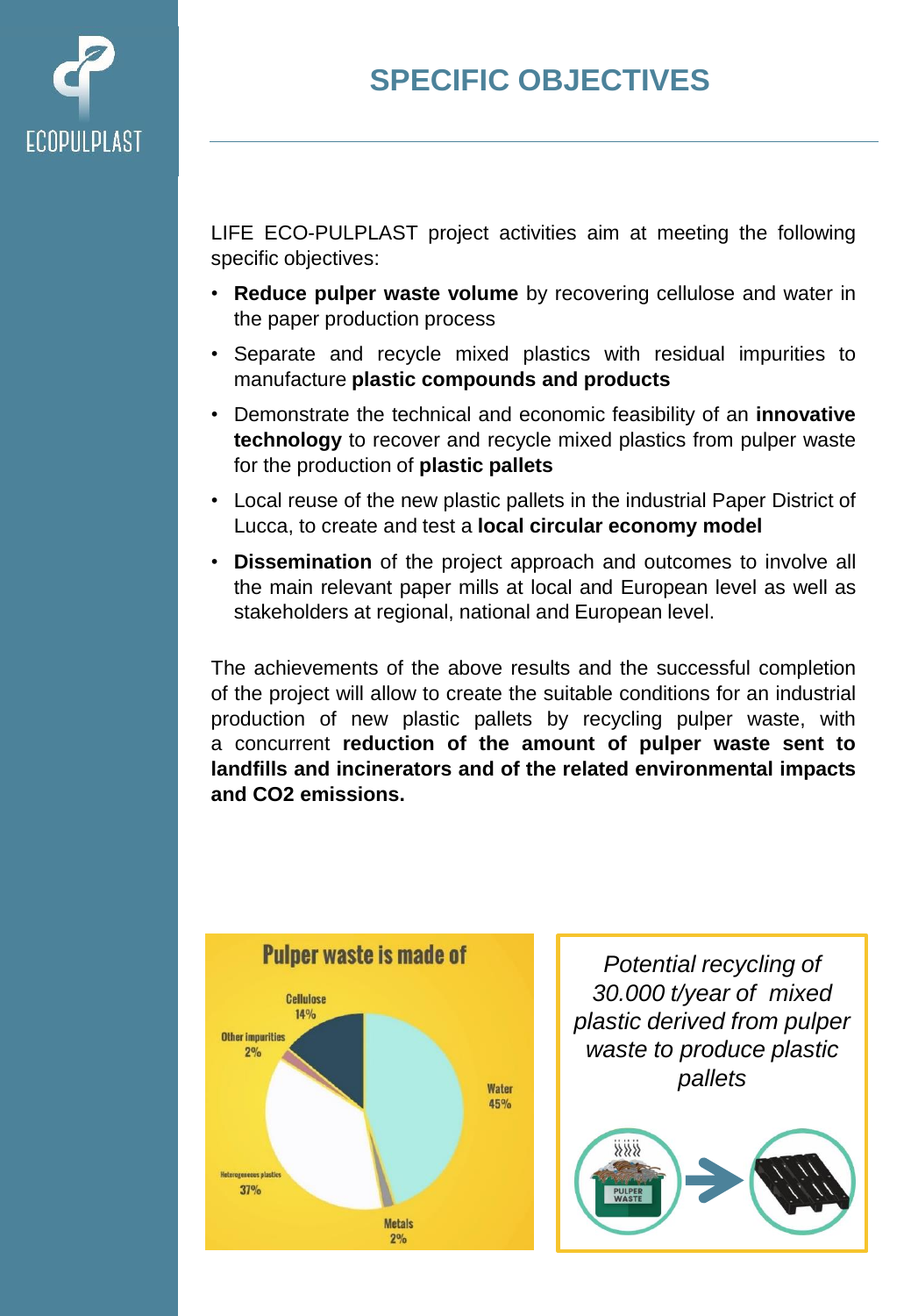# SPECIFIC OBJECTIVES

LIFE ECO-PULPLAST project activities aim at meeting the following specific objectives:

- **Reduce pulper waste volume** by recovering cellulose and water in the paper production process
- Separate and recycle mixed plastics with residual impurities to manufacture **plastic compounds and products**
- Demonstrate the technical and economic feasibility of an **innovative technology** to recover and recycle mixed plastics from pulper waste for the production of **plastic pallets**
- Local reuse of the new plastic pallets in the industrial Paper District of Lucca, to create and test a **local circular economy model**
- **Dissemination** of the project approach and outcomes to involve all the main relevant paper mills at local and European level as well as stakeholders at regional, national and European level.

The achievements of the above results and the successful completion of the project will allow to create the suitable conditions for an industrial production of new plastic pallets by recycling pulper waste, with a concurrent **reduction of the amount of pulper waste sent to landfills and incinerators and of the related environmental impacts and CO2 emissions.**

**Pulper waste is made of**

- Water 45%
- Heterogeneous plastics 37%
- Cellulose 14%
- Other impurities 2%
- Metals 2%

*Potential recycling of 30.000 t/year of mixed plastic derived from pulper waste to produce plastic pallets*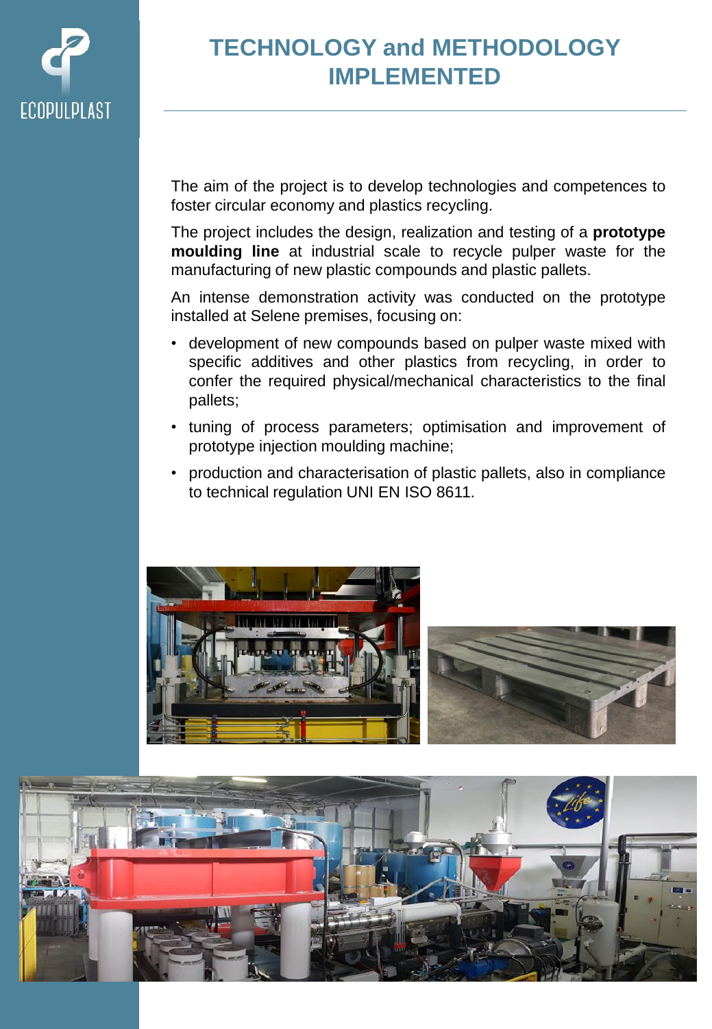# TECHNOLOGY and METHODOLOGY IMPLEMENTED

The aim of the project is to develop technologies and competences to foster circular economy and plastics recycling.

The project includes the design, realization and testing of a **prototype moulding line** at industrial scale to recycle pulper waste for the manufacturing of new plastic compounds and plastic pallets.

An intense demonstration activity was conducted on the prototype installed at Selene premises, focusing on:

- development of new compounds based on pulper waste mixed with specific additives and other plastics from recycling, in order to confer the required physical/mechanical characteristics to the final pallets;
- tuning of process parameters; optimisation and improvement of prototype injection moulding machine;
- production and characterisation of plastic pallets, also in compliance to technical regulation UNI EN ISO 8611.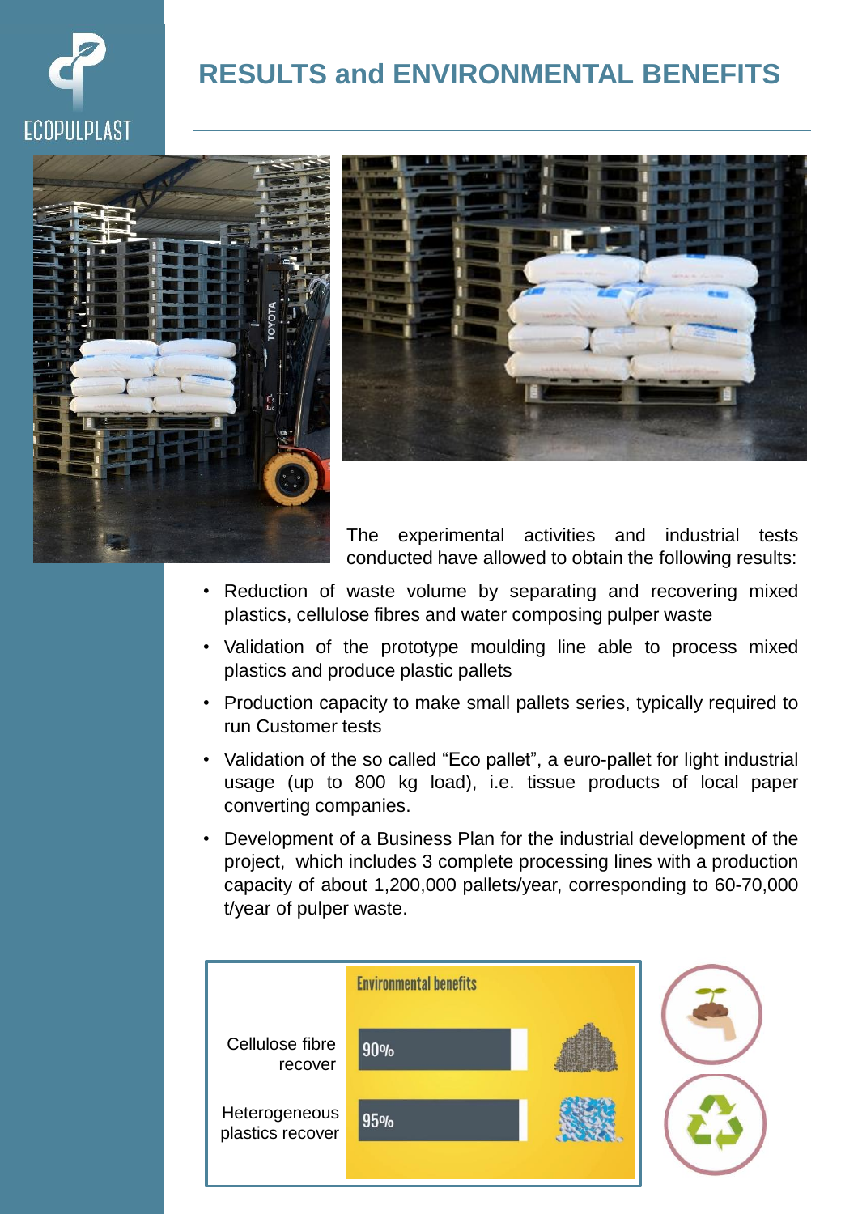ECOPULPLAST

# RESULTS and ENVIRONMENTAL BENEFITS

The experimental activities and industrial tests conducted have allowed to obtain the following results:

- Reduction of waste volume by separating and recovering mixed plastics, cellulose fibres and water composing pulper waste
- Validation of the prototype moulding line able to process mixed plastics and produce plastic pallets
- Production capacity to make small pallets series, typically required to run Customer tests
- Validation of the so called “Eco pallet”, a euro-pallet for light industrial usage (up to 800 kg load), i.e. tissue products of local paper converting companies.
- Development of a Business Plan for the industrial development of the project, which includes 3 complete processing lines with a production capacity of about 1,200,000 pallets/year, corresponding to 60-70,000 t/year of pulper waste.

**Environmental benefits**

| | |
|---|---|
| Cellulose fibre recover | 90% |
| Heterogeneous plastics recover | 95% |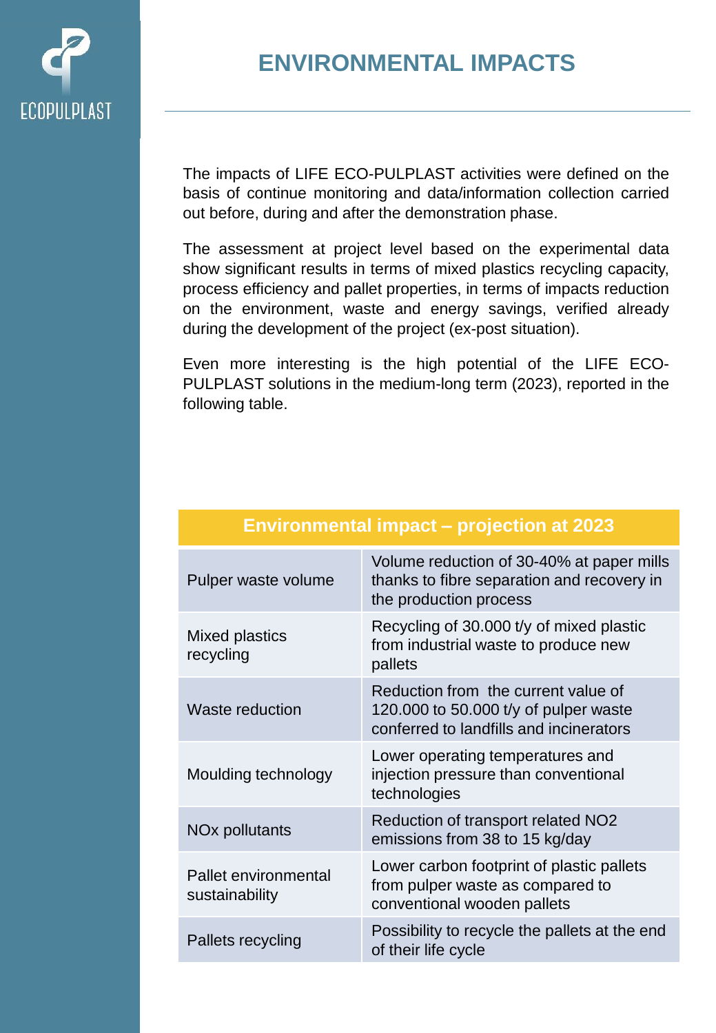# ENVIRONMENTAL IMPACTS

The impacts of LIFE ECO-PULPLAST activities were defined on the basis of continue monitoring and data/information collection carried out before, during and after the demonstration phase.

The assessment at project level based on the experimental data show significant results in terms of mixed plastics recycling capacity, process efficiency and pallet properties, in terms of impacts reduction on the environment, waste and energy savings, verified already during the development of the project (ex-post situation).

Even more interesting is the high potential of the LIFE ECO-PULPLAST solutions in the medium-long term (2023), reported in the following table.

| Environmental impact – projection at 2023 | |
|---|---|
| Pulper waste volume | Volume reduction of 30-40% at paper mills thanks to fibre separation and recovery in the production process |
| Mixed plastics recycling | Recycling of 30.000 t/y of mixed plastic from industrial waste to produce new pallets |
| Waste reduction | Reduction from the current value of 120.000 to 50.000 t/y of pulper waste conferred to landfills and incinerators |
| Moulding technology | Lower operating temperatures and injection pressure than conventional technologies |
| NOx pollutants | Reduction of transport related $NO_2$ emissions from 38 to 15 kg/day |
| Pallet environmental sustainability | Lower carbon footprint of plastic pallets from pulper waste as compared to conventional wooden pallets |
| Pallets recycling | Possibility to recycle the pallets at the end of their life cycle |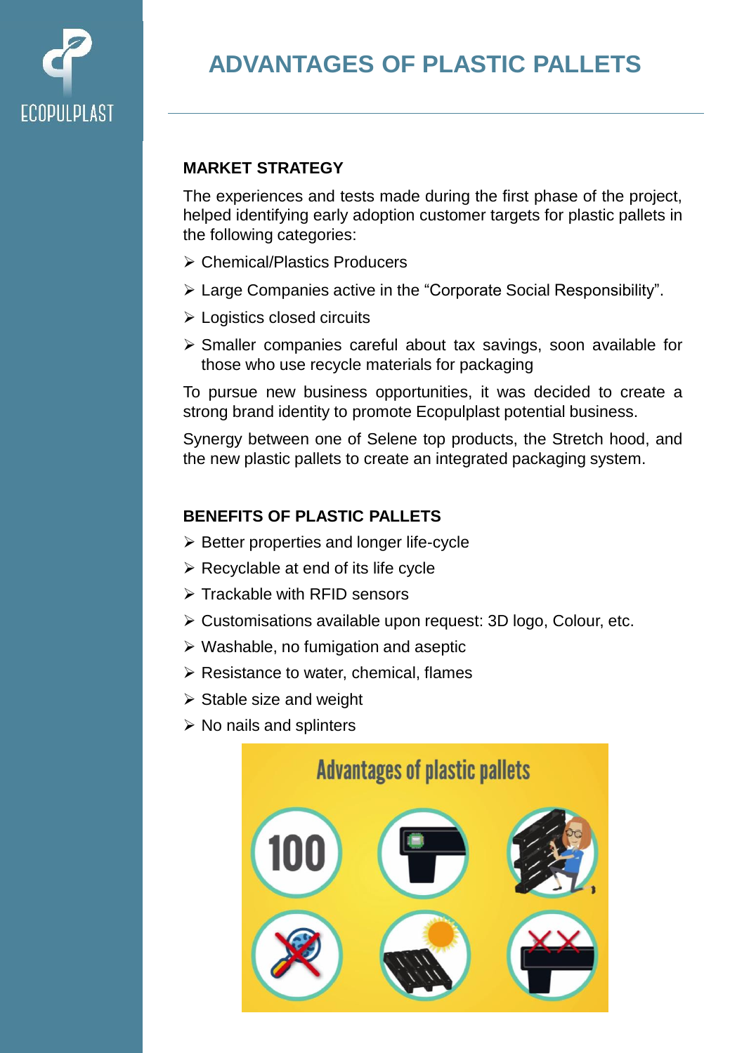# ADVANTAGES OF PLASTIC PALLETS

## MARKET STRATEGY

The experiences and tests made during the first phase of the project, helped identifying early adoption customer targets for plastic pallets in the following categories:

- Chemical/Plastics Producers
- Large Companies active in the "Corporate Social Responsibility".
- Logistics closed circuits
- Smaller companies careful about tax savings, soon available for those who use recycle materials for packaging

To pursue new business opportunities, it was decided to create a strong brand identity to promote Ecopulplast potential business.

Synergy between one of Selene top products, the Stretch hood, and the new plastic pallets to create an integrated packaging system.

## BENEFITS OF PLASTIC PALLETS

- Better properties and longer life-cycle
- Recyclable at end of its life cycle
- Trackable with RFID sensors
- Customisations available upon request: 3D logo, Colour, etc.
- Washable, no fumigation and aseptic
- Resistance to water, chemical, flames
- Stable size and weight
- No nails and splinters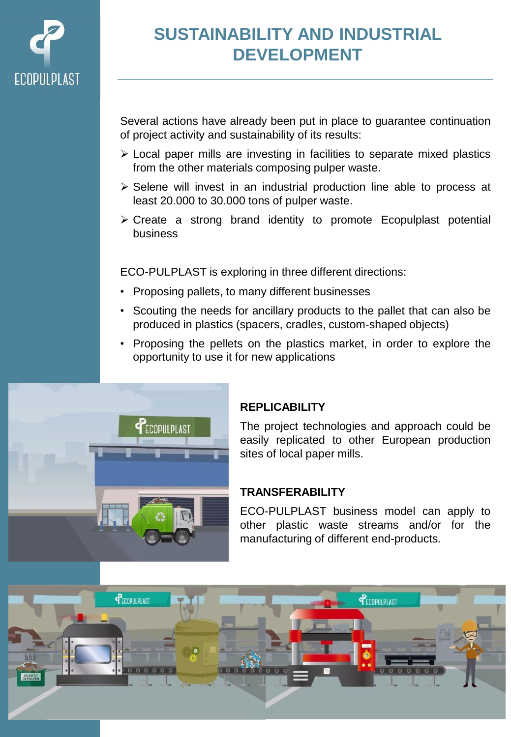# SUSTAINABILITY AND INDUSTRIAL DEVELOPMENT

Several actions have already been put in place to guarantee continuation of project activity and sustainability of its results:

- Local paper mills are investing in facilities to separate mixed plastics from the other materials composing pulper waste.
- Selene will invest in an industrial production line able to process at least 20.000 to 30.000 tons of pulper waste.
- Create a strong brand identity to promote Ecopulplast potential business

ECO-PULPLAST is exploring in three different directions:

- Proposing pallets, to many different businesses
- Scouting the needs for ancillary products to the pallet that can also be produced in plastics (spacers, cradles, custom-shaped objects)
- Proposing the pellets on the plastics market, in order to explore the opportunity to use it for new applications

## REPLICABILITY

The project technologies and approach could be easily replicated to other European production sites of local paper mills.

## TRANSFERABILITY

ECO-PULPLAST business model can apply to other plastic waste streams and/or for the manufacturing of different end-products.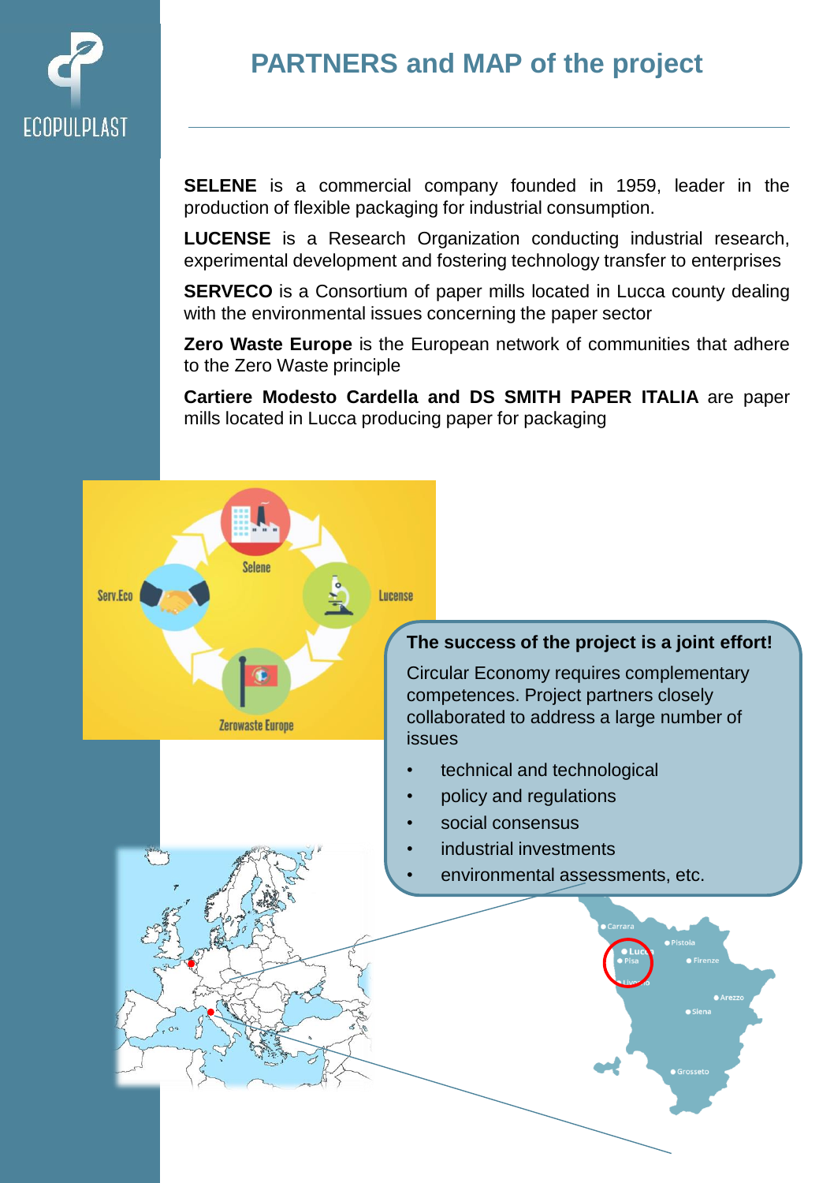## PARTNERS and MAP of the project

**SELENE** is a commercial company founded in 1959, leader in the production of flexible packaging for industrial consumption.

**LUCENSE** is a Research Organization conducting industrial research, experimental development and fostering technology transfer to enterprises

**SERVECO** is a Consortium of paper mills located in Lucca county dealing with the environmental issues concerning the paper sector

**Zero Waste Europe** is the European network of communities that adhere to the Zero Waste principle

**Cartiere Modesto Cardella and DS SMITH PAPER ITALIA** are paper mills located in Lucca producing paper for packaging

**The success of the project is a joint effort!**

Circular Economy requires complementary competences. Project partners closely collaborated to address a large number of issues

- technical and technological
- policy and regulations
- social consensus
- industrial investments
- environmental assessments, etc.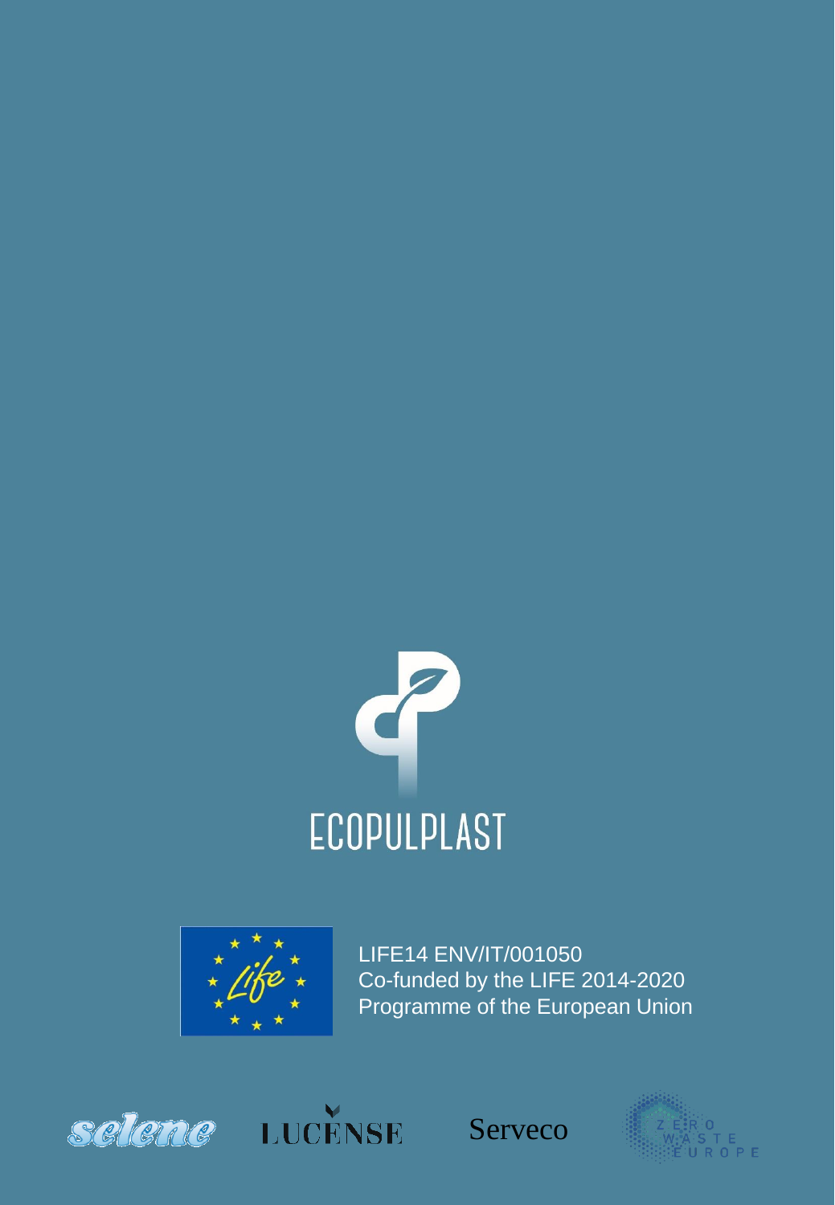ECOPULPLAST

LIFE14 ENV/IT/001050
Co-funded by the LIFE 2014-2020
Programme of the European Union

selene LUCENSE Serveco ZERO WASTE EUROPE